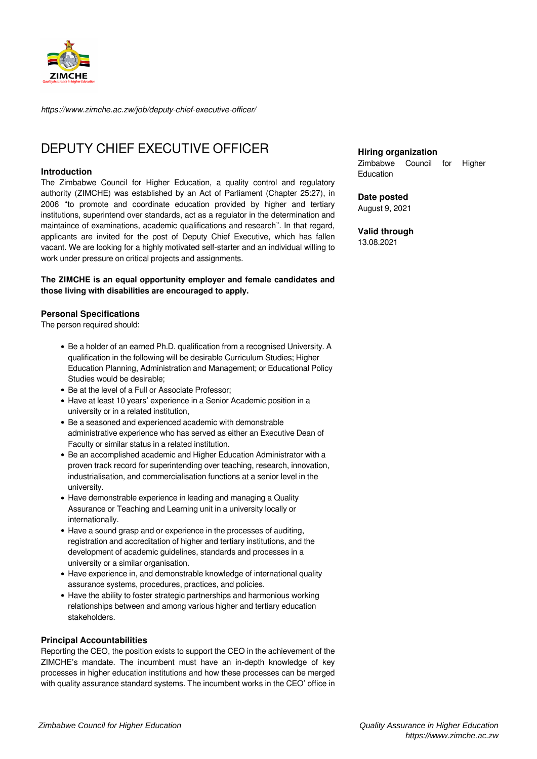*https://www.zimche.ac.zw/job/deputy-chief-executive-officer/*

# DEPUTY CHIEF EXECUTIVE OFFICER

**Hiring organization**
Zimbabwe Council for Higher Education

**Date posted**
August 9, 2021

**Valid through**
13.08.2021

### Introduction

The Zimbabwe Council for Higher Education, a quality control and regulatory authority (ZIMCHE) was established by an Act of Parliament (Chapter 25:27), in 2006 "to promote and coordinate education provided by higher and tertiary institutions, superintend over standards, act as a regulator in the determination and maintaince of examinations, academic qualifications and research". In that regard, applicants are invited for the post of Deputy Chief Executive, which has fallen vacant. We are looking for a highly motivated self-starter and an individual willing to work under pressure on critical projects and assignments.

**The ZIMCHE is an equal opportunity employer and female candidates and those living with disabilities are encouraged to apply.**

### Personal Specifications

The person required should:

- Be a holder of an earned Ph.D. qualification from a recognised University. A qualification in the following will be desirable Curriculum Studies; Higher Education Planning, Administration and Management; or Educational Policy Studies would be desirable;
- Be at the level of a Full or Associate Professor;
- Have at least 10 years' experience in a Senior Academic position in a university or in a related institution,
- Be a seasoned and experienced academic with demonstrable administrative experience who has served as either an Executive Dean of Faculty or similar status in a related institution.
- Be an accomplished academic and Higher Education Administrator with a proven track record for superintending over teaching, research, innovation, industrialisation, and commercialisation functions at a senior level in the university.
- Have demonstrable experience in leading and managing a Quality Assurance or Teaching and Learning unit in a university locally or internationally.
- Have a sound grasp and or experience in the processes of auditing, registration and accreditation of higher and tertiary institutions, and the development of academic guidelines, standards and processes in a university or a similar organisation.
- Have experience in, and demonstrable knowledge of international quality assurance systems, procedures, practices, and policies.
- Have the ability to foster strategic partnerships and harmonious working relationships between and among various higher and tertiary education stakeholders.

### Principal Accountabilities

Reporting the CEO, the position exists to support the CEO in the achievement of the ZIMCHE's mandate. The incumbent must have an in-depth knowledge of key processes in higher education institutions and how these processes can be merged with quality assurance standard systems. The incumbent works in the CEO' office in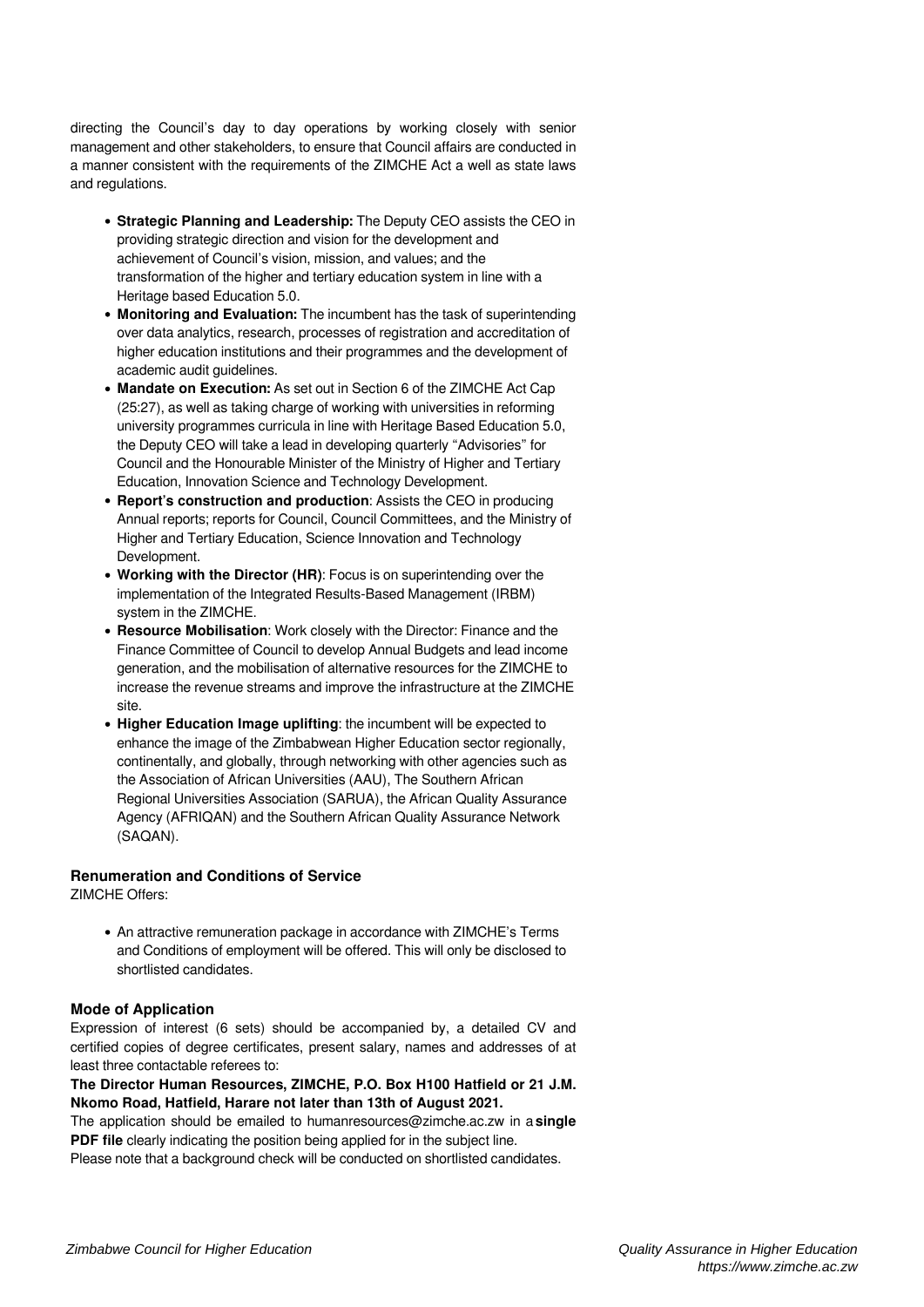directing the Council's day to day operations by working closely with senior management and other stakeholders, to ensure that Council affairs are conducted in a manner consistent with the requirements of the ZIMCHE Act a well as state laws and regulations.

- **Strategic Planning and Leadership:** The Deputy CEO assists the CEO in providing strategic direction and vision for the development and achievement of Council's vision, mission, and values; and the transformation of the higher and tertiary education system in line with a Heritage based Education 5.0.
- **Monitoring and Evaluation:** The incumbent has the task of superintending over data analytics, research, processes of registration and accreditation of higher education institutions and their programmes and the development of academic audit guidelines.
- **Mandate on Execution:** As set out in Section 6 of the ZIMCHE Act Cap (25:27), as well as taking charge of working with universities in reforming university programmes curricula in line with Heritage Based Education 5.0, the Deputy CEO will take a lead in developing quarterly "Advisories" for Council and the Honourable Minister of the Ministry of Higher and Tertiary Education, Innovation Science and Technology Development.
- **Report's construction and production**: Assists the CEO in producing Annual reports; reports for Council, Council Committees, and the Ministry of Higher and Tertiary Education, Science Innovation and Technology Development.
- **Working with the Director (HR)**: Focus is on superintending over the implementation of the Integrated Results-Based Management (IRBM) system in the ZIMCHE.
- **Resource Mobilisation**: Work closely with the Director: Finance and the Finance Committee of Council to develop Annual Budgets and lead income generation, and the mobilisation of alternative resources for the ZIMCHE to increase the revenue streams and improve the infrastructure at the ZIMCHE site.
- **Higher Education Image uplifting**: the incumbent will be expected to enhance the image of the Zimbabwean Higher Education sector regionally, continentally, and globally, through networking with other agencies such as the Association of African Universities (AAU), The Southern African Regional Universities Association (SARUA), the African Quality Assurance Agency (AFRIQAN) and the Southern African Quality Assurance Network (SAQAN).

### Renumeration and Conditions of Service

ZIMCHE Offers:

- An attractive remuneration package in accordance with ZIMCHE's Terms and Conditions of employment will be offered. This will only be disclosed to shortlisted candidates.

### Mode of Application

Expression of interest (6 sets) should be accompanied by, a detailed CV and certified copies of degree certificates, present salary, names and addresses of at least three contactable referees to:

**The Director Human Resources, ZIMCHE, P.O. Box H100 Hatfield or 21 J.M. Nkomo Road, Hatfield, Harare not later than 13th of August 2021.**

The application should be emailed to humanresources@zimche.ac.zw in a **single PDF file** clearly indicating the position being applied for in the subject line.

Please note that a background check will be conducted on shortlisted candidates.